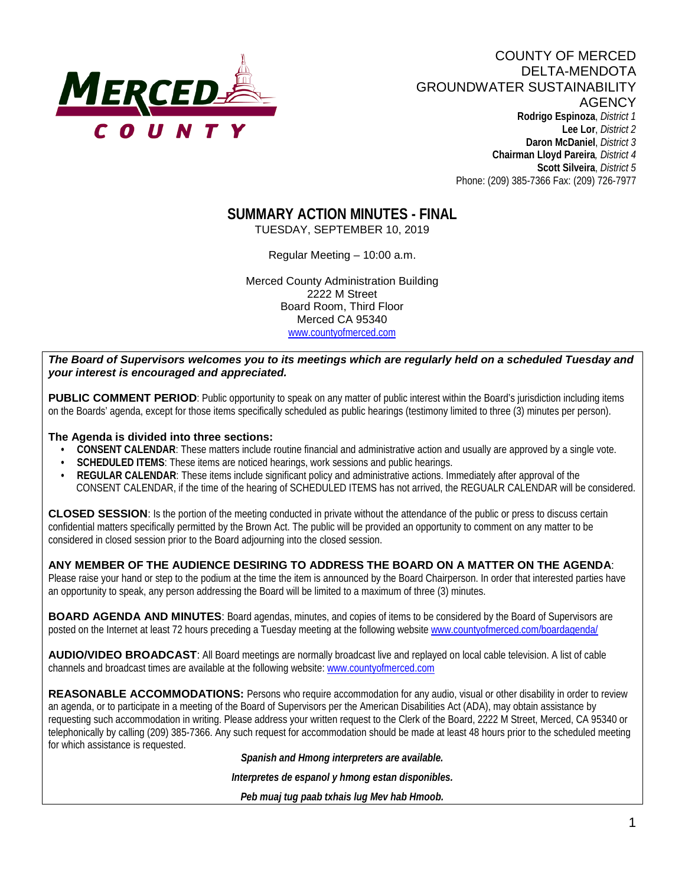COUNTY OF MERCED
DELTA-MENDOTA
GROUNDWATER SUSTAINABILITY
AGENCY

**Rodrigo Espinoza**, *District 1*
**Lee Lor**, *District 2*
**Daron McDaniel**, *District 3*
**Chairman Lloyd Pareira**, *District 4*
**Scott Silveira**, *District 5*
Phone: (209) 385-7366 Fax: (209) 726-7977

# SUMMARY ACTION MINUTES - FINAL

TUESDAY, SEPTEMBER 10, 2019

Regular Meeting – 10:00 a.m.

Merced County Administration Building
2222 M Street
Board Room, Third Floor
Merced CA 95340
www.countyofmerced.com

***The Board of Supervisors welcomes you to its meetings which are regularly held on a scheduled Tuesday and your interest is encouraged and appreciated.***

**PUBLIC COMMENT PERIOD**: Public opportunity to speak on any matter of public interest within the Board's jurisdiction including items on the Boards' agenda, except for those items specifically scheduled as public hearings (testimony limited to three (3) minutes per person).

**The Agenda is divided into three sections:**

- **CONSENT CALENDAR**: These matters include routine financial and administrative action and usually are approved by a single vote.
- **SCHEDULED ITEMS**: These items are noticed hearings, work sessions and public hearings.
- **REGULAR CALENDAR**: These items include significant policy and administrative actions. Immediately after approval of the CONSENT CALENDAR, if the time of the hearing of SCHEDULED ITEMS has not arrived, the REGUALR CALENDAR will be considered.

**CLOSED SESSION**: Is the portion of the meeting conducted in private without the attendance of the public or press to discuss certain confidential matters specifically permitted by the Brown Act. The public will be provided an opportunity to comment on any matter to be considered in closed session prior to the Board adjourning into the closed session.

**ANY MEMBER OF THE AUDIENCE DESIRING TO ADDRESS THE BOARD ON A MATTER ON THE AGENDA**: Please raise your hand or step to the podium at the time the item is announced by the Board Chairperson. In order that interested parties have an opportunity to speak, any person addressing the Board will be limited to a maximum of three (3) minutes.

**BOARD AGENDA AND MINUTES**: Board agendas, minutes, and copies of items to be considered by the Board of Supervisors are posted on the Internet at least 72 hours preceding a Tuesday meeting at the following website www.countyofmerced.com/boardagenda/

**AUDIO/VIDEO BROADCAST**: All Board meetings are normally broadcast live and replayed on local cable television. A list of cable channels and broadcast times are available at the following website: www.countyofmerced.com

**REASONABLE ACCOMMODATIONS:** Persons who require accommodation for any audio, visual or other disability in order to review an agenda, or to participate in a meeting of the Board of Supervisors per the American Disabilities Act (ADA), may obtain assistance by requesting such accommodation in writing. Please address your written request to the Clerk of the Board, 2222 M Street, Merced, CA 95340 or telephonically by calling (209) 385-7366. Any such request for accommodation should be made at least 48 hours prior to the scheduled meeting for which assistance is requested.

***Spanish and Hmong interpreters are available.***

***Interpretes de espanol y hmong estan disponibles.***

***Peb muaj tug paab txhais lug Mev hab Hmoob.***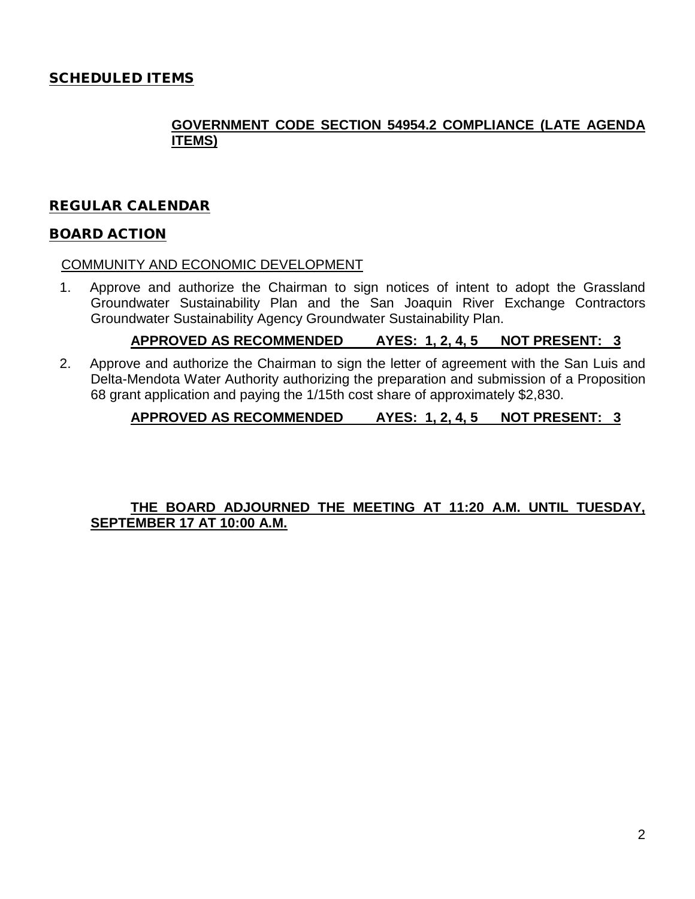## SCHEDULED ITEMS

**GOVERNMENT CODE SECTION 54954.2 COMPLIANCE (LATE AGENDA ITEMS)**

## REGULAR CALENDAR

## BOARD ACTION

COMMUNITY AND ECONOMIC DEVELOPMENT

1. Approve and authorize the Chairman to sign notices of intent to adopt the Grassland Groundwater Sustainability Plan and the San Joaquin River Exchange Contractors Groundwater Sustainability Agency Groundwater Sustainability Plan.

   **APPROVED AS RECOMMENDED AYES: 1, 2, 4, 5 NOT PRESENT: 3**

2. Approve and authorize the Chairman to sign the letter of agreement with the San Luis and Delta-Mendota Water Authority authorizing the preparation and submission of a Proposition 68 grant application and paying the 1/15th cost share of approximately $2,830.

   **APPROVED AS RECOMMENDED AYES: 1, 2, 4, 5 NOT PRESENT: 3**

**THE BOARD ADJOURNED THE MEETING AT 11:20 A.M. UNTIL TUESDAY, SEPTEMBER 17 AT 10:00 A.M.**